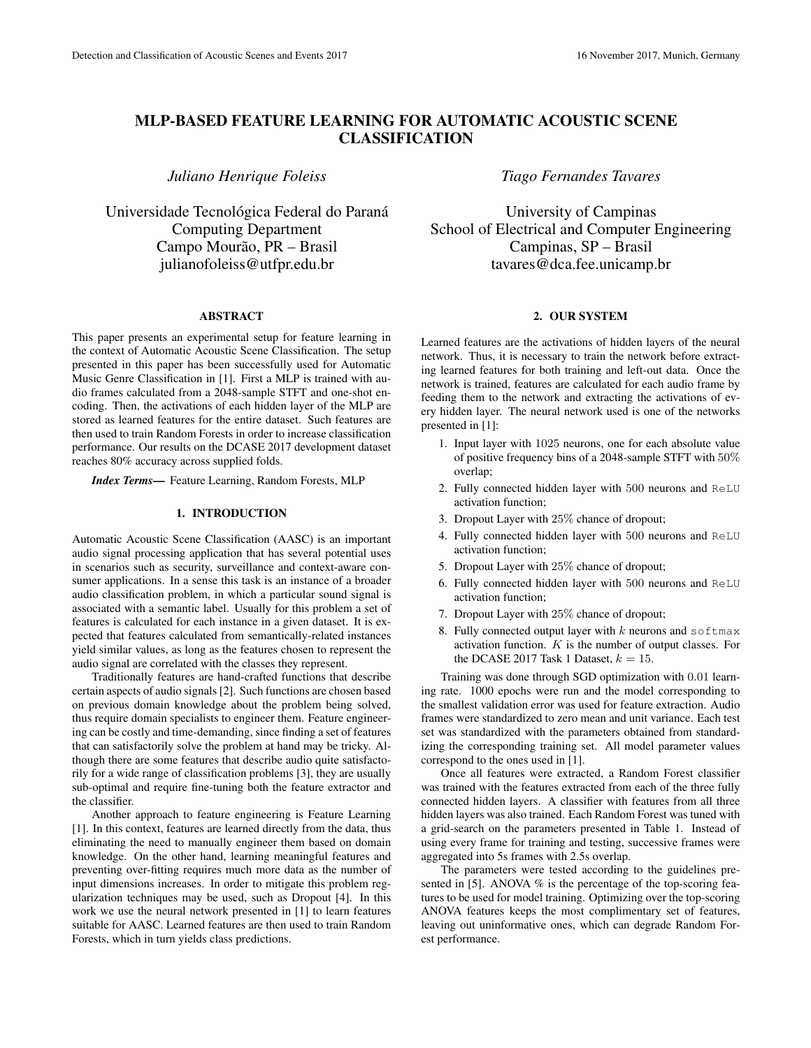# MLP-BASED FEATURE LEARNING FOR AUTOMATIC ACOUSTIC SCENE CLASSIFICATION

*Juliano Henrique Foleiss*

Universidade Tecnológica Federal do Paraná
Computing Department
Campo Mourão, PR – Brasil
julianofoleiss@utfpr.edu.br

*Tiago Fernandes Tavares*

University of Campinas
School of Electrical and Computer Engineering
Campinas, SP – Brasil
tavares@dca.fee.unicamp.br

## ABSTRACT

This paper presents an experimental setup for feature learning in the context of Automatic Acoustic Scene Classification. The setup presented in this paper has been successfully used for Automatic Music Genre Classification in [1]. First a MLP is trained with audio frames calculated from a 2048-sample STFT and one-shot encoding. Then, the activations of each hidden layer of the MLP are stored as learned features for the entire dataset. Such features are then used to train Random Forests in order to increase classification performance. Our results on the DCASE 2017 development dataset reaches 80% accuracy across supplied folds.

***Index Terms*—** Feature Learning, Random Forests, MLP

## 1. INTRODUCTION

Automatic Acoustic Scene Classification (AASC) is an important audio signal processing application that has several potential uses in scenarios such as security, surveillance and context-aware consumer applications. In a sense this task is an instance of a broader audio classification problem, in which a particular sound signal is associated with a semantic label. Usually for this problem a set of features is calculated for each instance in a given dataset. It is expected that features calculated from semantically-related instances yield similar values, as long as the features chosen to represent the audio signal are correlated with the classes they represent.

Traditionally features are hand-crafted functions that describe certain aspects of audio signals [2]. Such functions are chosen based on previous domain knowledge about the problem being solved, thus require domain specialists to engineer them. Feature engineering can be costly and time-demanding, since finding a set of features that can satisfactorily solve the problem at hand may be tricky. Although there are some features that describe audio quite satisfactorily for a wide range of classification problems [3], they are usually sub-optimal and require fine-tuning both the feature extractor and the classifier.

Another approach to feature engineering is Feature Learning [1]. In this context, features are learned directly from the data, thus eliminating the need to manually engineer them based on domain knowledge. On the other hand, learning meaningful features and preventing over-fitting requires much more data as the number of input dimensions increases. In order to mitigate this problem regularization techniques may be used, such as Dropout [4]. In this work we use the neural network presented in [1] to learn features suitable for AASC. Learned features are then used to train Random Forests, which in turn yields class predictions.

## 2. OUR SYSTEM

Learned features are the activations of hidden layers of the neural network. Thus, it is necessary to train the network before extracting learned features for both training and left-out data. Once the network is trained, features are calculated for each audio frame by feeding them to the network and extracting the activations of every hidden layer. The neural network used is one of the networks presented in [1]:

1. Input layer with $1025$ neurons, one for each absolute value of positive frequency bins of a 2048-sample STFT with $50\%$ overlap;
2. Fully connected hidden layer with $500$ neurons and `ReLU` activation function;
3. Dropout Layer with $25\%$ chance of dropout;
4. Fully connected hidden layer with $500$ neurons and `ReLU` activation function;
5. Dropout Layer with $25\%$ chance of dropout;
6. Fully connected hidden layer with $500$ neurons and `ReLU` activation function;
7. Dropout Layer with $25\%$ chance of dropout;
8. Fully connected output layer with $k$ neurons and `softmax` activation function. $K$ is the number of output classes. For the DCASE 2017 Task 1 Dataset, $k = 15$.

Training was done through SGD optimization with $0.01$ learning rate. $1000$ epochs were run and the model corresponding to the smallest validation error was used for feature extraction. Audio frames were standardized to zero mean and unit variance. Each test set was standardized with the parameters obtained from standardizing the corresponding training set. All model parameter values correspond to the ones used in [1].

Once all features were extracted, a Random Forest classifier was trained with the features extracted from each of the three fully connected hidden layers. A classifier with features from all three hidden layers was also trained. Each Random Forest was tuned with a grid-search on the parameters presented in Table 1. Instead of using every frame for training and testing, successive frames were aggregated into 5s frames with 2.5s overlap.

The parameters were tested according to the guidelines presented in [5]. ANOVA % is the percentage of the top-scoring features to be used for model training. Optimizing over the top-scoring ANOVA features keeps the most complimentary set of features, leaving out uninformative ones, which can degrade Random Forest performance.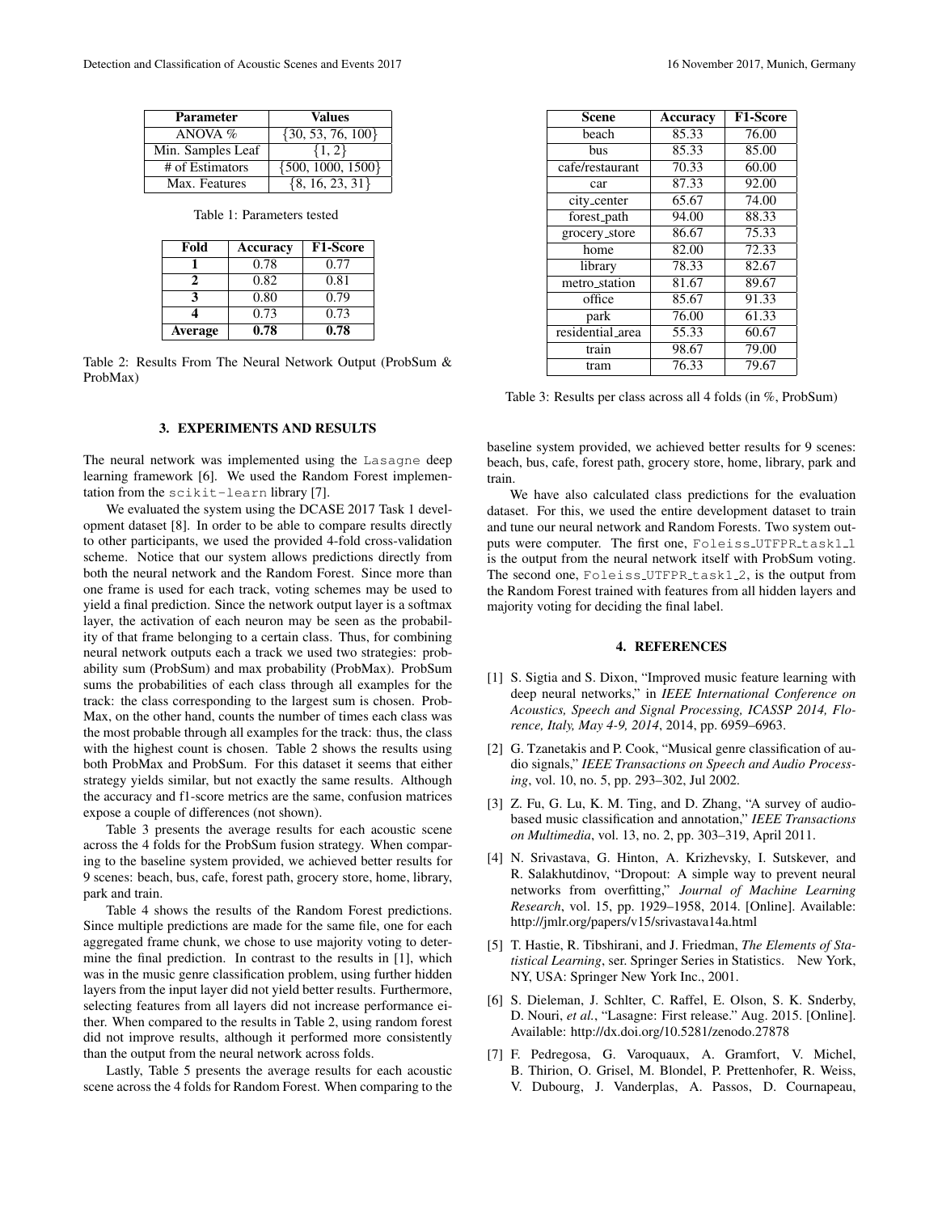| Parameter | Values |
|---|---|
| ANOVA % | {30, 53, 76, 100} |
| Min. Samples Leaf | {1, 2} |
| # of Estimators | {500, 1000, 1500} |
| Max. Features | {8, 16, 23, 31} |

Table 1: Parameters tested

| Fold | Accuracy | F1-Score |
|---|---|---|
| **1** | 0.78 | 0.77 |
| **2** | 0.82 | 0.81 |
| **3** | 0.80 | 0.79 |
| **4** | 0.73 | 0.73 |
| **Average** | **0.78** | **0.78** |

Table 2: Results From The Neural Network Output (ProbSum & ProbMax)

## 3. EXPERIMENTS AND RESULTS

The neural network was implemented using the `Lasagne` deep learning framework [6]. We used the Random Forest implementation from the `scikit-learn` library [7].

We evaluated the system using the DCASE 2017 Task 1 development dataset [8]. In order to be able to compare results directly to other participants, we used the provided 4-fold cross-validation scheme. Notice that our system allows predictions directly from both the neural network and the Random Forest. Since more than one frame is used for each track, voting schemes may be used to yield a final prediction. Since the network output layer is a softmax layer, the activation of each neuron may be seen as the probability of that frame belonging to a certain class. Thus, for combining neural network outputs each a track we used two strategies: probability sum (ProbSum) and max probability (ProbMax). ProbSum sums the probabilities of each class through all examples for the track: the class corresponding to the largest sum is chosen. ProbMax, on the other hand, counts the number of times each class was the most probable through all examples for the track: thus, the class with the highest count is chosen. Table 2 shows the results using both ProbMax and ProbSum. For this dataset it seems that either strategy yields similar, but not exactly the same results. Although the accuracy and f1-score metrics are the same, confusion matrices expose a couple of differences (not shown).

Table 3 presents the average results for each acoustic scene across the 4 folds for the ProbSum fusion strategy. When comparing to the baseline system provided, we achieved better results for 9 scenes: beach, bus, cafe, forest path, grocery store, home, library, park and train.

Table 4 shows the results of the Random Forest predictions. Since multiple predictions are made for the same file, one for each aggregated frame chunk, we chose to use majority voting to determine the final prediction. In contrast to the results in [1], which was in the music genre classification problem, using further hidden layers from the input layer did not yield better results. Furthermore, selecting features from all layers did not increase performance either. When compared to the results in Table 2, using random forest did not improve results, although it performed more consistently than the output from the neural network across folds.

Lastly, Table 5 presents the average results for each acoustic scene across the 4 folds for Random Forest. When comparing to the baseline system provided, we achieved better results for 9 scenes: beach, bus, cafe, forest path, grocery store, home, library, park and train.

| Scene | Accuracy | F1-Score |
|---|---|---|
| beach | 85.33 | 76.00 |
| bus | 85.33 | 85.00 |
| cafe/restaurant | 70.33 | 60.00 |
| car | 87.33 | 92.00 |
| city_center | 65.67 | 74.00 |
| forest_path | 94.00 | 88.33 |
| grocery_store | 86.67 | 75.33 |
| home | 82.00 | 72.33 |
| library | 78.33 | 82.67 |
| metro_station | 81.67 | 89.67 |
| office | 85.67 | 91.33 |
| park | 76.00 | 61.33 |
| residential_area | 55.33 | 60.67 |
| train | 98.67 | 79.00 |
| tram | 76.33 | 79.67 |

Table 3: Results per class across all 4 folds (in %, ProbSum)

We have also calculated class predictions for the evaluation dataset. For this, we used the entire development dataset to train and tune our neural network and Random Forests. Two system outputs were computer. The first one, `Foleiss_UTFPR_task1_1` is the output from the neural network itself with ProbSum voting. The second one, `Foleiss_UTFPR_task1_2`, is the output from the Random Forest trained with features from all hidden layers and majority voting for deciding the final label.

## 4. REFERENCES

[1] S. Sigtia and S. Dixon, "Improved music feature learning with deep neural networks," in *IEEE International Conference on Acoustics, Speech and Signal Processing, ICASSP 2014, Florence, Italy, May 4-9, 2014*, 2014, pp. 6959–6963.

[2] G. Tzanetakis and P. Cook, "Musical genre classification of audio signals," *IEEE Transactions on Speech and Audio Processing*, vol. 10, no. 5, pp. 293–302, Jul 2002.

[3] Z. Fu, G. Lu, K. M. Ting, and D. Zhang, "A survey of audio-based music classification and annotation," *IEEE Transactions on Multimedia*, vol. 13, no. 2, pp. 303–319, April 2011.

[4] N. Srivastava, G. Hinton, A. Krizhevsky, I. Sutskever, and R. Salakhutdinov, "Dropout: A simple way to prevent neural networks from overfitting," *Journal of Machine Learning Research*, vol. 15, pp. 1929–1958, 2014. [Online]. Available: http://jmlr.org/papers/v15/srivastava14a.html

[5] T. Hastie, R. Tibshirani, and J. Friedman, *The Elements of Statistical Learning*, ser. Springer Series in Statistics. New York, NY, USA: Springer New York Inc., 2001.

[6] S. Dieleman, J. Schlter, C. Raffel, E. Olson, S. K. Snderby, D. Nouri, *et al.*, "Lasagne: First release." Aug. 2015. [Online]. Available: http://dx.doi.org/10.5281/zenodo.27878

[7] F. Pedregosa, G. Varoquaux, A. Gramfort, V. Michel, B. Thirion, O. Grisel, M. Blondel, P. Prettenhofer, R. Weiss, V. Dubourg, J. Vanderplas, A. Passos, D. Cournapeau,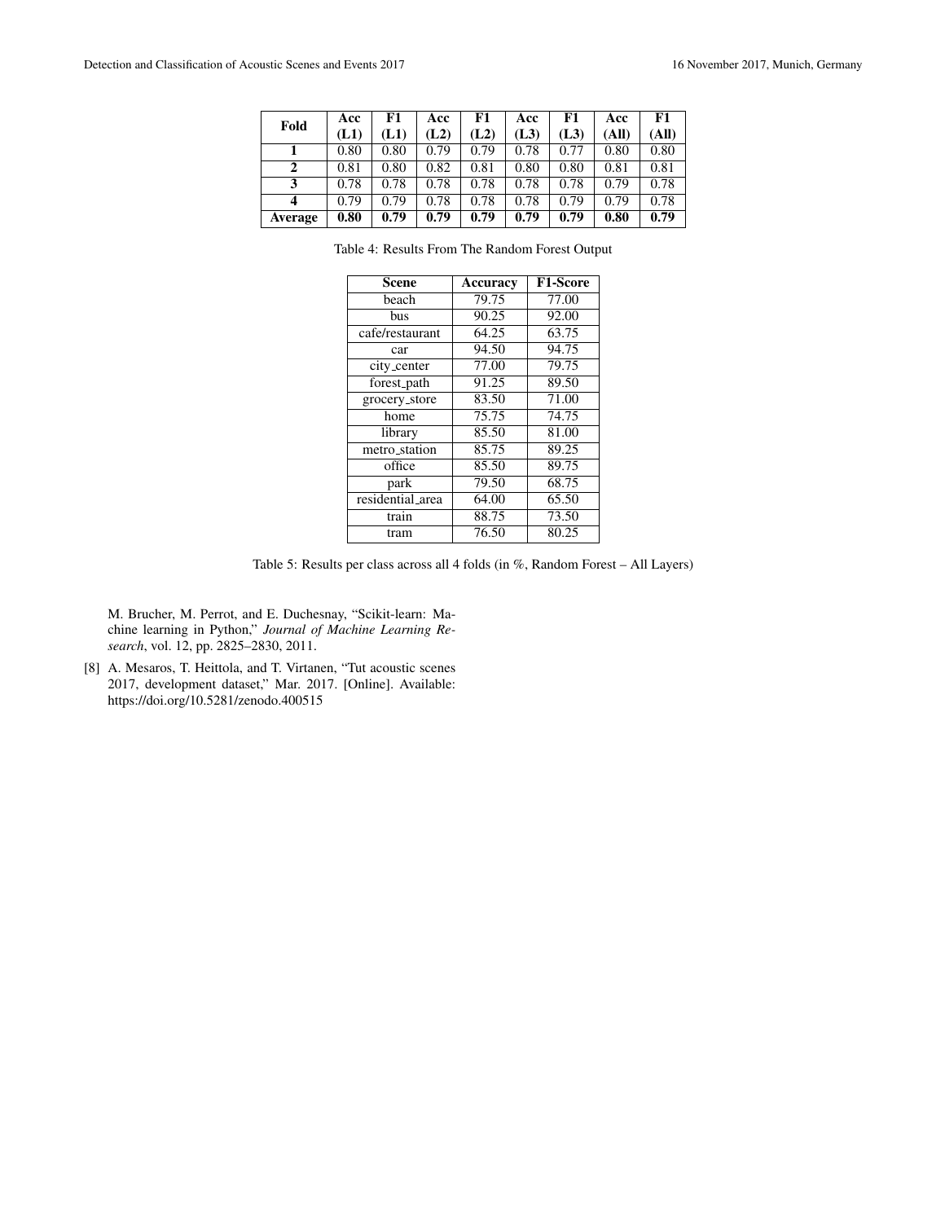| Fold | Acc (L1) | F1 (L1) | Acc (L2) | F1 (L2) | Acc (L3) | F1 (L3) | Acc (All) | F1 (All) |
|---|---|---|---|---|---|---|---|---|
| **1** | 0.80 | 0.80 | 0.79 | 0.79 | 0.78 | 0.77 | 0.80 | 0.80 |
| **2** | 0.81 | 0.80 | 0.82 | 0.81 | 0.80 | 0.80 | 0.81 | 0.81 |
| **3** | 0.78 | 0.78 | 0.78 | 0.78 | 0.78 | 0.78 | 0.79 | 0.78 |
| **4** | 0.79 | 0.79 | 0.78 | 0.78 | 0.78 | 0.79 | 0.79 | 0.78 |
| **Average** | **0.80** | **0.79** | **0.79** | **0.79** | **0.79** | **0.79** | **0.80** | **0.79** |

Table 4: Results From The Random Forest Output

| Scene | Accuracy | F1-Score |
|---|---|---|
| beach | 79.75 | 77.00 |
| bus | 90.25 | 92.00 |
| cafe/restaurant | 64.25 | 63.75 |
| car | 94.50 | 94.75 |
| city_center | 77.00 | 79.75 |
| forest_path | 91.25 | 89.50 |
| grocery_store | 83.50 | 71.00 |
| home | 75.75 | 74.75 |
| library | 85.50 | 81.00 |
| metro_station | 85.75 | 89.25 |
| office | 85.50 | 89.75 |
| park | 79.50 | 68.75 |
| residential_area | 64.00 | 65.50 |
| train | 88.75 | 73.50 |
| tram | 76.50 | 80.25 |

Table 5: Results per class across all 4 folds (in %, Random Forest – All Layers)

M. Brucher, M. Perrot, and E. Duchesnay, "Scikit-learn: Machine learning in Python," *Journal of Machine Learning Research*, vol. 12, pp. 2825–2830, 2011.

[8] A. Mesaros, T. Heittola, and T. Virtanen, "Tut acoustic scenes 2017, development dataset," Mar. 2017. [Online]. Available: https://doi.org/10.5281/zenodo.400515